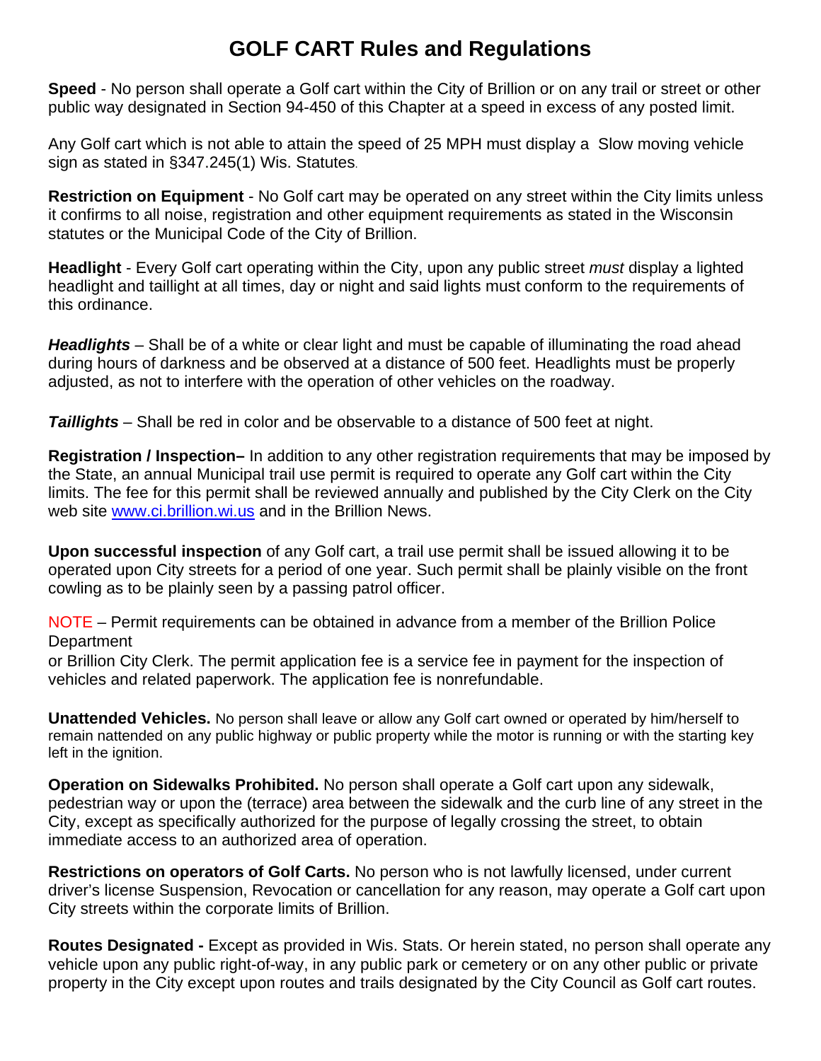# GOLF CART Rules and Regulations

**Speed** - No person shall operate a Golf cart within the City of Brillion or on any trail or street or other public way designated in Section 94-450 of this Chapter at a speed in excess of any posted limit.

Any Golf cart which is not able to attain the speed of 25 MPH must display a Slow moving vehicle sign as stated in §347.245(1) Wis. Statutes.

**Restriction on Equipment** - No Golf cart may be operated on any street within the City limits unless it confirms to all noise, registration and other equipment requirements as stated in the Wisconsin statutes or the Municipal Code of the City of Brillion.

**Headlight** - Every Golf cart operating within the City, upon any public street *must* display a lighted headlight and taillight at all times, day or night and said lights must conform to the requirements of this ordinance.

***Headlights*** – Shall be of a white or clear light and must be capable of illuminating the road ahead during hours of darkness and be observed at a distance of 500 feet. Headlights must be properly adjusted, as not to interfere with the operation of other vehicles on the roadway.

***Taillights*** – Shall be red in color and be observable to a distance of 500 feet at night.

**Registration / Inspection–** In addition to any other registration requirements that may be imposed by the State, an annual Municipal trail use permit is required to operate any Golf cart within the City limits. The fee for this permit shall be reviewed annually and published by the City Clerk on the City web site www.ci.brillion.wi.us and in the Brillion News.

**Upon successful inspection** of any Golf cart, a trail use permit shall be issued allowing it to be operated upon City streets for a period of one year. Such permit shall be plainly visible on the front cowling as to be plainly seen by a passing patrol officer.

NOTE – Permit requirements can be obtained in advance from a member of the Brillion Police Department
or Brillion City Clerk. The permit application fee is a service fee in payment for the inspection of vehicles and related paperwork. The application fee is nonrefundable.

**Unattended Vehicles.** No person shall leave or allow any Golf cart owned or operated by him/herself to remain nattended on any public highway or public property while the motor is running or with the starting key left in the ignition.

**Operation on Sidewalks Prohibited.** No person shall operate a Golf cart upon any sidewalk, pedestrian way or upon the (terrace) area between the sidewalk and the curb line of any street in the City, except as specifically authorized for the purpose of legally crossing the street, to obtain immediate access to an authorized area of operation.

**Restrictions on operators of Golf Carts.** No person who is not lawfully licensed, under current driver's license Suspension, Revocation or cancellation for any reason, may operate a Golf cart upon City streets within the corporate limits of Brillion.

**Routes Designated -** Except as provided in Wis. Stats. Or herein stated, no person shall operate any vehicle upon any public right-of-way, in any public park or cemetery or on any other public or private property in the City except upon routes and trails designated by the City Council as Golf cart routes.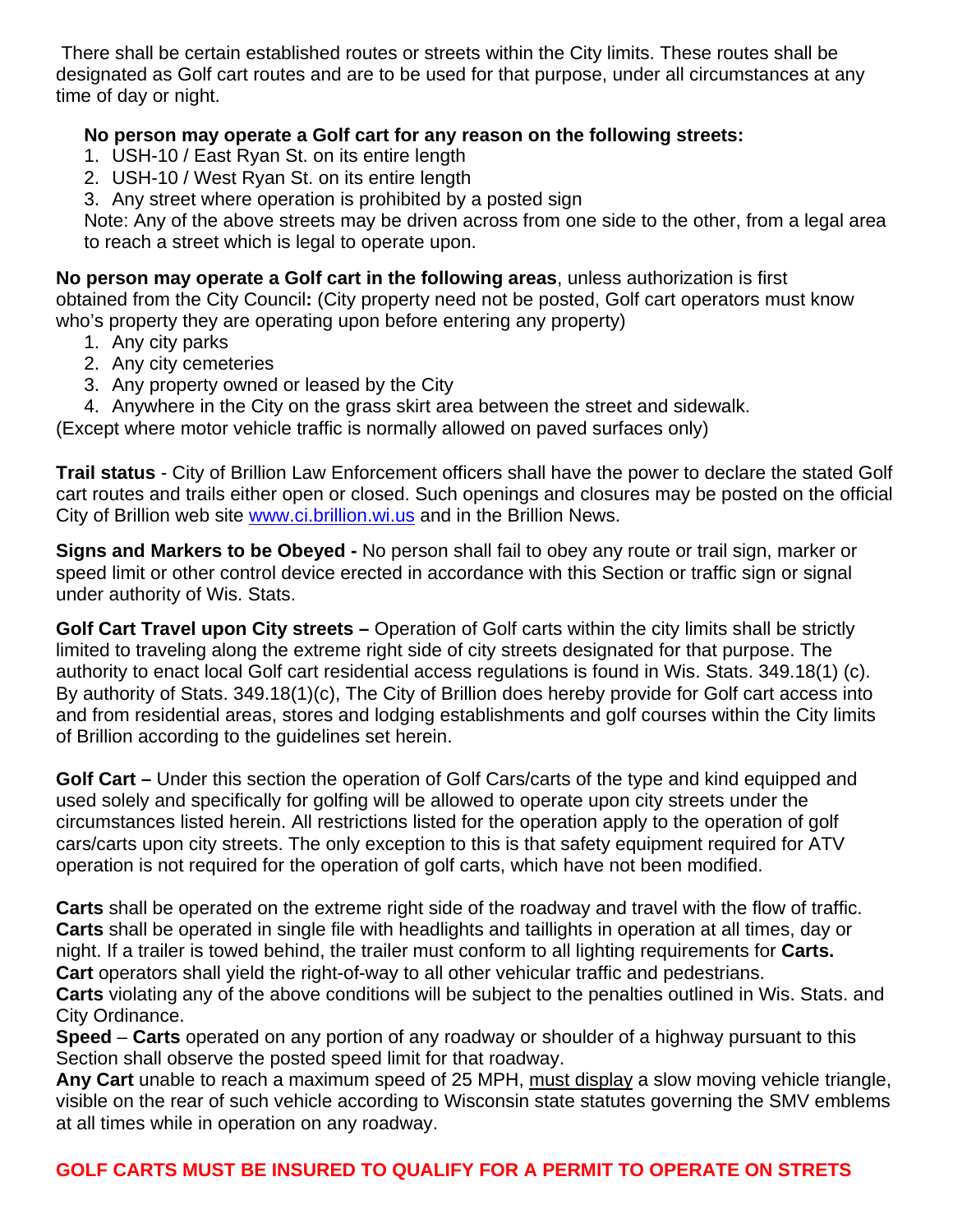There shall be certain established routes or streets within the City limits. These routes shall be designated as Golf cart routes and are to be used for that purpose, under all circumstances at any time of day or night.

**No person may operate a Golf cart for any reason on the following streets:**

1. USH-10 / East Ryan St. on its entire length
2. USH-10 / West Ryan St. on its entire length
3. Any street where operation is prohibited by a posted sign

Note: Any of the above streets may be driven across from one side to the other, from a legal area to reach a street which is legal to operate upon.

**No person may operate a Golf cart in the following areas**, unless authorization is first obtained from the City Council**:** (City property need not be posted, Golf cart operators must know who's property they are operating upon before entering any property)

1. Any city parks
2. Any city cemeteries
3. Any property owned or leased by the City
4. Anywhere in the City on the grass skirt area between the street and sidewalk.

(Except where motor vehicle traffic is normally allowed on paved surfaces only)

**Trail status** - City of Brillion Law Enforcement officers shall have the power to declare the stated Golf cart routes and trails either open or closed. Such openings and closures may be posted on the official City of Brillion web site www.ci.brillion.wi.us and in the Brillion News.

**Signs and Markers to be Obeyed -** No person shall fail to obey any route or trail sign, marker or speed limit or other control device erected in accordance with this Section or traffic sign or signal under authority of Wis. Stats.

**Golf Cart Travel upon City streets –** Operation of Golf carts within the city limits shall be strictly limited to traveling along the extreme right side of city streets designated for that purpose. The authority to enact local Golf cart residential access regulations is found in Wis. Stats. 349.18(1) (c). By authority of Stats. 349.18(1)(c), The City of Brillion does hereby provide for Golf cart access into and from residential areas, stores and lodging establishments and golf courses within the City limits of Brillion according to the guidelines set herein.

**Golf Cart –** Under this section the operation of Golf Cars/carts of the type and kind equipped and used solely and specifically for golfing will be allowed to operate upon city streets under the circumstances listed herein. All restrictions listed for the operation apply to the operation of golf cars/carts upon city streets. The only exception to this is that safety equipment required for ATV operation is not required for the operation of golf carts, which have not been modified.

**Carts** shall be operated on the extreme right side of the roadway and travel with the flow of traffic.
**Carts** shall be operated in single file with headlights and taillights in operation at all times, day or night. If a trailer is towed behind, the trailer must conform to all lighting requirements for **Carts.**
**Cart** operators shall yield the right-of-way to all other vehicular traffic and pedestrians.
**Carts** violating any of the above conditions will be subject to the penalties outlined in Wis. Stats. and City Ordinance.
**Speed** – **Carts** operated on any portion of any roadway or shoulder of a highway pursuant to this Section shall observe the posted speed limit for that roadway.
**Any Cart** unable to reach a maximum speed of 25 MPH, must display a slow moving vehicle triangle, visible on the rear of such vehicle according to Wisconsin state statutes governing the SMV emblems at all times while in operation on any roadway.

**GOLF CARTS MUST BE INSURED TO QUALIFY FOR A PERMIT TO OPERATE ON STRETS**